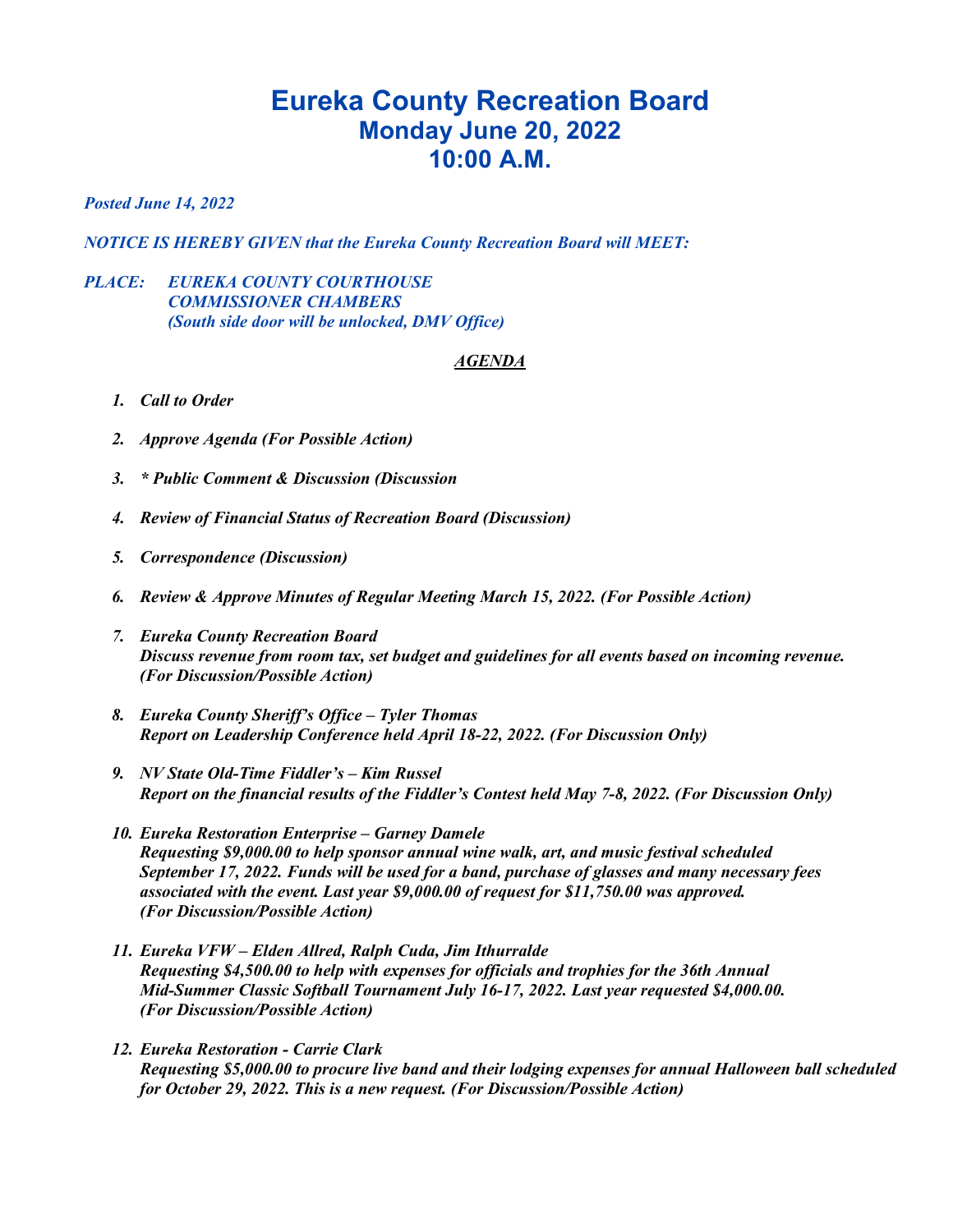# Eureka County Recreation Board
## Monday June 20, 2022
## 10:00 A.M.

*Posted June 14, 2022*

*NOTICE IS HEREBY GIVEN that the Eureka County Recreation Board will MEET:*

*PLACE: EUREKA COUNTY COURTHOUSE*
*COMMISSIONER CHAMBERS*
*(South side door will be unlocked, DMV Office)*

***AGENDA***

1. ***Call to Order***

2. ***Approve Agenda (For Possible Action)***

3. ***\* Public Comment & Discussion (Discussion***

4. ***Review of Financial Status of Recreation Board (Discussion)***

5. ***Correspondence (Discussion)***

6. ***Review & Approve Minutes of Regular Meeting March 15, 2022. (For Possible Action)***

7. ***Eureka County Recreation Board***
   ***Discuss revenue from room tax, set budget and guidelines for all events based on incoming revenue. (For Discussion/Possible Action)***

8. ***Eureka County Sheriff's Office – Tyler Thomas***
   ***Report on Leadership Conference held April 18-22, 2022. (For Discussion Only)***

9. ***NV State Old-Time Fiddler's – Kim Russel***
   ***Report on the financial results of the Fiddler's Contest held May 7-8, 2022. (For Discussion Only)***

10. ***Eureka Restoration Enterprise – Garney Damele***
    ***Requesting $9,000.00 to help sponsor annual wine walk, art, and music festival scheduled September 17, 2022. Funds will be used for a band, purchase of glasses and many necessary fees associated with the event. Last year $9,000.00 of request for $11,750.00 was approved. (For Discussion/Possible Action)***

11. ***Eureka VFW – Elden Allred, Ralph Cuda, Jim Ithurralde***
    ***Requesting $4,500.00 to help with expenses for officials and trophies for the 36th Annual Mid-Summer Classic Softball Tournament July 16-17, 2022. Last year requested $4,000.00. (For Discussion/Possible Action)***

12. ***Eureka Restoration - Carrie Clark***
    ***Requesting $5,000.00 to procure live band and their lodging expenses for annual Halloween ball scheduled for October 29, 2022. This is a new request. (For Discussion/Possible Action)***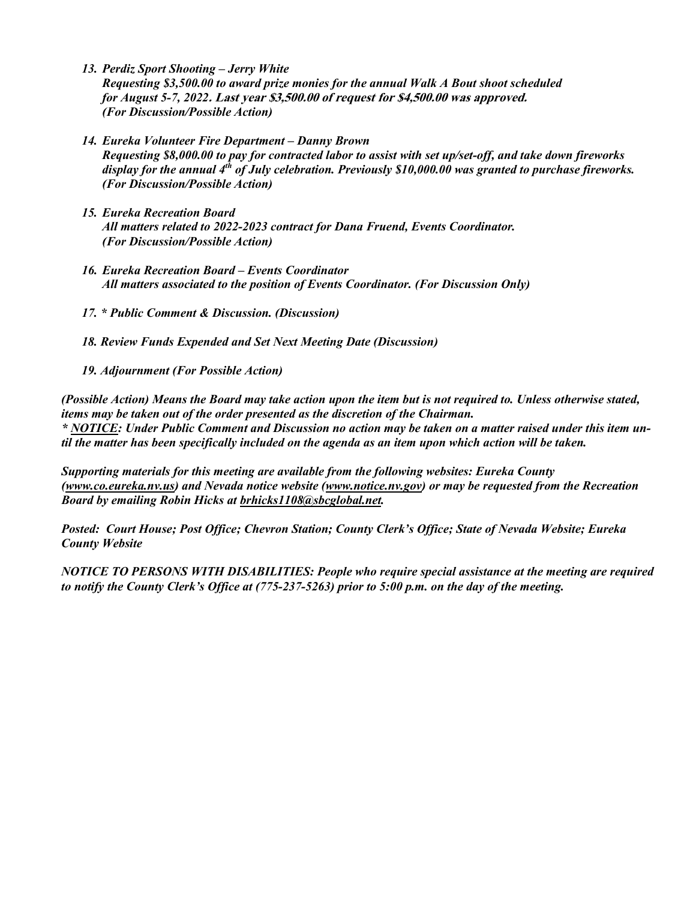13. ***Perdiz Sport Shooting – Jerry White***
    ***Requesting $3,500.00 to award prize monies for the annual Walk A Bout shoot scheduled for August 5-7, 2022. Last year $3,500.00 of request for $4,500.00 was approved.***
    ***(For Discussion/Possible Action)***

14. ***Eureka Volunteer Fire Department – Danny Brown***
    ***Requesting $8,000.00 to pay for contracted labor to assist with set up/set-off, and take down fireworks display for the annual 4th of July celebration. Previously $10,000.00 was granted to purchase fireworks.***
    ***(For Discussion/Possible Action)***

15. ***Eureka Recreation Board***
    ***All matters related to 2022-2023 contract for Dana Fruend, Events Coordinator.***
    ***(For Discussion/Possible Action)***

16. ***Eureka Recreation Board – Events Coordinator***
    ***All matters associated to the position of Events Coordinator. (For Discussion Only)***

17. ***\* Public Comment & Discussion. (Discussion)***

18. ***Review Funds Expended and Set Next Meeting Date (Discussion)***

19. ***Adjournment (For Possible Action)***

***(Possible Action) Means the Board may take action upon the item but is not required to. Unless otherwise stated, items may be taken out of the order presented as the discretion of the Chairman.***
***\* NOTICE: Under Public Comment and Discussion no action may be taken on a matter raised under this item until the matter has been specifically included on the agenda as an item upon which action will be taken.***

***Supporting materials for this meeting are available from the following websites: Eureka County (www.co.eureka.nv.us) and Nevada notice website (www.notice.nv.gov) or may be requested from the Recreation Board by emailing Robin Hicks at brhicks1108@sbcglobal.net.***

***Posted: Court House; Post Office; Chevron Station; County Clerk's Office; State of Nevada Website; Eureka County Website***

***NOTICE TO PERSONS WITH DISABILITIES: People who require special assistance at the meeting are required to notify the County Clerk's Office at (775-237-5263) prior to 5:00 p.m. on the day of the meeting.***